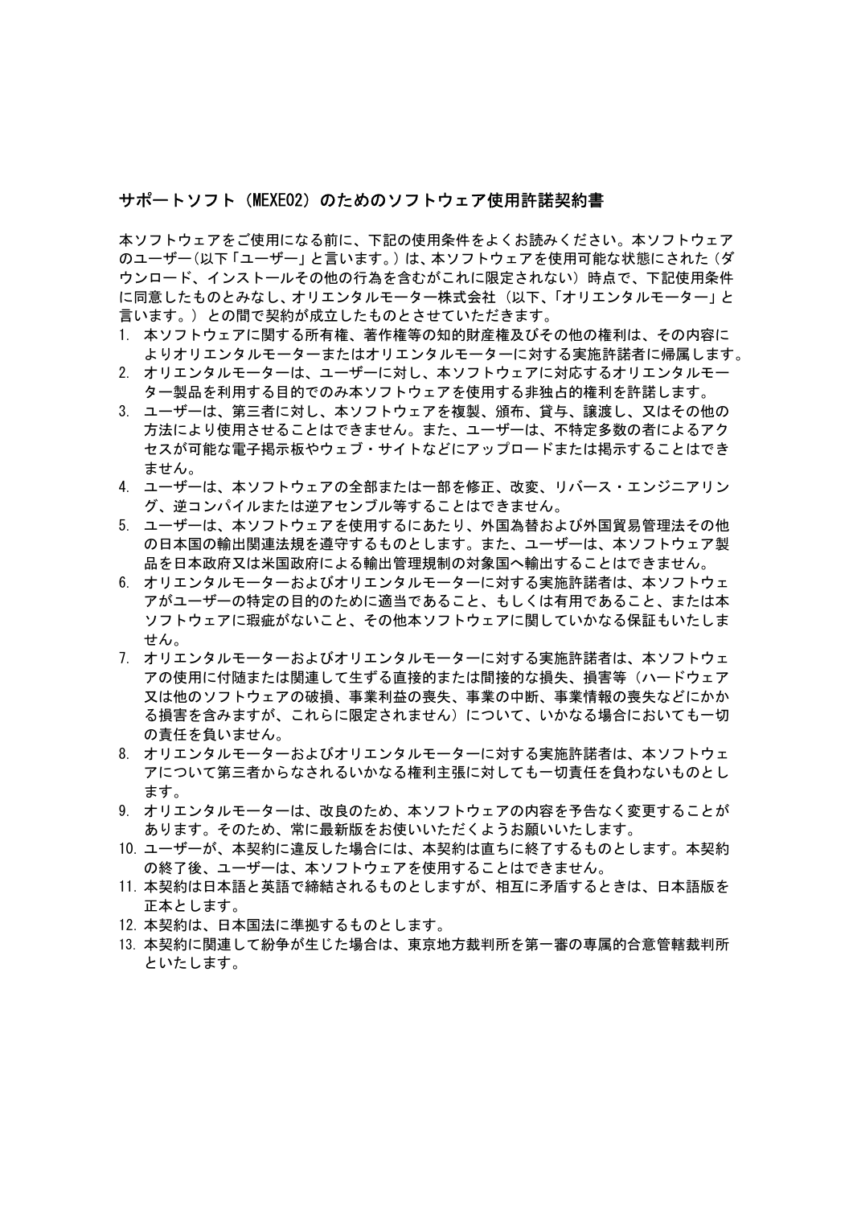## サポートソフト（MEXE02）のためのソフトウェア使用許諾契約書

本ソフトウェアをご使用になる前に、下記の使用条件をよくお読みください。本ソフトウェアのユーザー(以下「ユーザー」と言います。)は、本ソフトウェアを使用可能な状態にされた（ダウンロード、インストールその他の行為を含むがこれに限定されない）時点で、下記使用条件に同意したものとみなし、オリエンタルモーター株式会社（以下、「オリエンタルモーター」と言います。）との間で契約が成立したものとさせていただきます。

1. 本ソフトウェアに関する所有権、著作権等の知的財産権及びその他の権利は、その内容によりオリエンタルモーターまたはオリエンタルモーターに対する実施許諾者に帰属します。
2. オリエンタルモーターは、ユーザーに対し、本ソフトウェアに対応するオリエンタルモーター製品を利用する目的でのみ本ソフトウェアを使用する非独占的権利を許諾します。
3. ユーザーは、第三者に対し、本ソフトウェアを複製、頒布、貸与、譲渡し、又はその他の方法により使用させることはできません。また、ユーザーは、不特定多数の者によるアクセスが可能な電子掲示板やウェブ・サイトなどにアップロードまたは掲示することはできません。
4. ユーザーは、本ソフトウェアの全部または一部を修正、改変、リバース・エンジニアリング、逆コンパイルまたは逆アセンブル等することはできません。
5. ユーザーは、本ソフトウェアを使用するにあたり、外国為替および外国貿易管理法その他の日本国の輸出関連法規を遵守するものとします。また、ユーザーは、本ソフトウェア製品を日本政府又は米国政府による輸出管理規制の対象国へ輸出することはできません。
6. オリエンタルモーターおよびオリエンタルモーターに対する実施許諾者は、本ソフトウェアがユーザーの特定の目的のために適当であること、もしくは有用であること、または本ソフトウェアに瑕疵がないこと、その他本ソフトウェアに関していかなる保証もいたしません。
7. オリエンタルモーターおよびオリエンタルモーターに対する実施許諾者は、本ソフトウェアの使用に付随または関連して生ずる直接的または間接的な損失、損害等（ハードウェア又は他のソフトウェアの破損、事業利益の喪失、事業の中断、事業情報の喪失などにかかる損害を含みますが、これらに限定されません）について、いかなる場合においても一切の責任を負いません。
8. オリエンタルモーターおよびオリエンタルモーターに対する実施許諾者は、本ソフトウェアについて第三者からなされるいかなる権利主張に対しても一切責任を負わないものとします。
9. オリエンタルモーターは、改良のため、本ソフトウェアの内容を予告なく変更することがあります。そのため、常に最新版をお使いいただくようお願いいたします。
10. ユーザーが、本契約に違反した場合には、本契約は直ちに終了するものとします。本契約の終了後、ユーザーは、本ソフトウェアを使用することはできません。
11. 本契約は日本語と英語で締結されるものとしますが、相互に矛盾するときは、日本語版を正本とします。
12. 本契約は、日本国法に準拠するものとします。
13. 本契約に関連して紛争が生じた場合は、東京地方裁判所を第一審の専属的合意管轄裁判所といたします。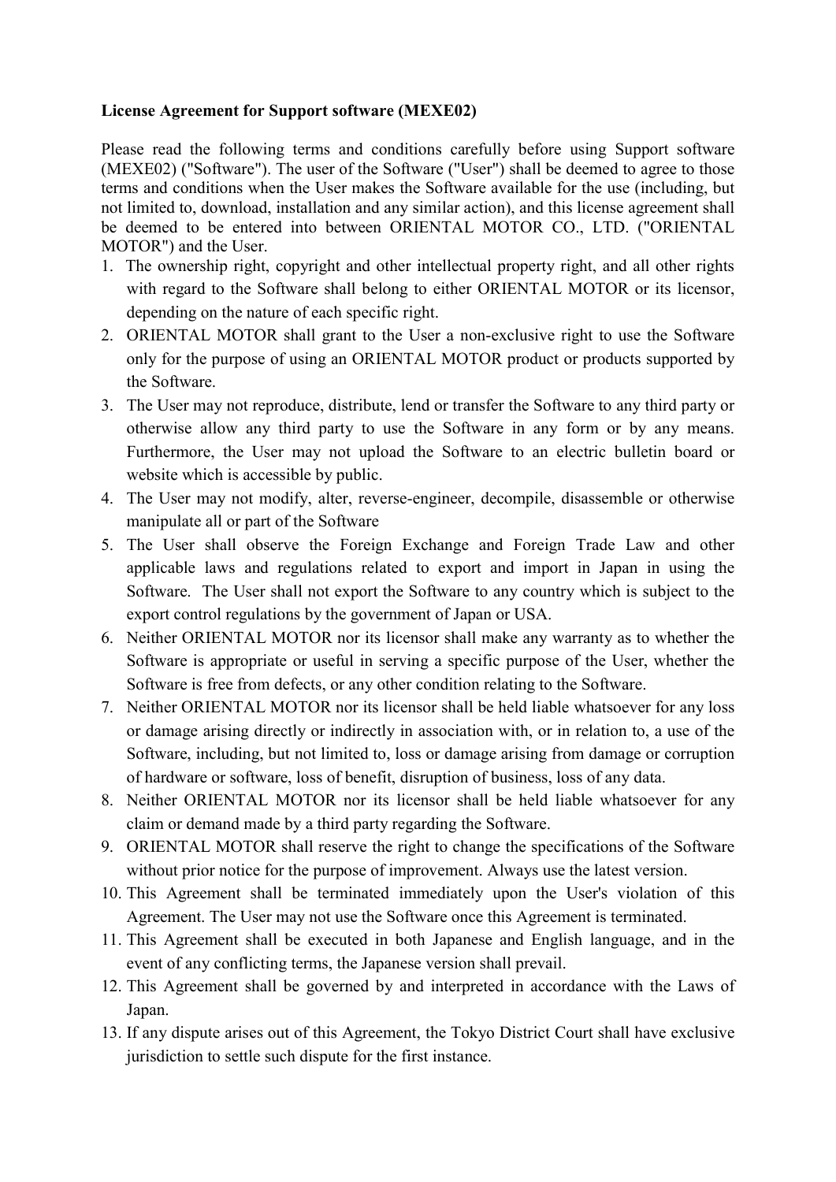**License Agreement for Support software (MEXE02)**

Please read the following terms and conditions carefully before using Support software (MEXE02) ("Software"). The user of the Software ("User") shall be deemed to agree to those terms and conditions when the User makes the Software available for the use (including, but not limited to, download, installation and any similar action), and this license agreement shall be deemed to be entered into between ORIENTAL MOTOR CO., LTD. ("ORIENTAL MOTOR") and the User.

1. The ownership right, copyright and other intellectual property right, and all other rights with regard to the Software shall belong to either ORIENTAL MOTOR or its licensor, depending on the nature of each specific right.
2. ORIENTAL MOTOR shall grant to the User a non-exclusive right to use the Software only for the purpose of using an ORIENTAL MOTOR product or products supported by the Software.
3. The User may not reproduce, distribute, lend or transfer the Software to any third party or otherwise allow any third party to use the Software in any form or by any means. Furthermore, the User may not upload the Software to an electric bulletin board or website which is accessible by public.
4. The User may not modify, alter, reverse-engineer, decompile, disassemble or otherwise manipulate all or part of the Software
5. The User shall observe the Foreign Exchange and Foreign Trade Law and other applicable laws and regulations related to export and import in Japan in using the Software. The User shall not export the Software to any country which is subject to the export control regulations by the government of Japan or USA.
6. Neither ORIENTAL MOTOR nor its licensor shall make any warranty as to whether the Software is appropriate or useful in serving a specific purpose of the User, whether the Software is free from defects, or any other condition relating to the Software.
7. Neither ORIENTAL MOTOR nor its licensor shall be held liable whatsoever for any loss or damage arising directly or indirectly in association with, or in relation to, a use of the Software, including, but not limited to, loss or damage arising from damage or corruption of hardware or software, loss of benefit, disruption of business, loss of any data.
8. Neither ORIENTAL MOTOR nor its licensor shall be held liable whatsoever for any claim or demand made by a third party regarding the Software.
9. ORIENTAL MOTOR shall reserve the right to change the specifications of the Software without prior notice for the purpose of improvement. Always use the latest version.
10. This Agreement shall be terminated immediately upon the User's violation of this Agreement. The User may not use the Software once this Agreement is terminated.
11. This Agreement shall be executed in both Japanese and English language, and in the event of any conflicting terms, the Japanese version shall prevail.
12. This Agreement shall be governed by and interpreted in accordance with the Laws of Japan.
13. If any dispute arises out of this Agreement, the Tokyo District Court shall have exclusive jurisdiction to settle such dispute for the first instance.